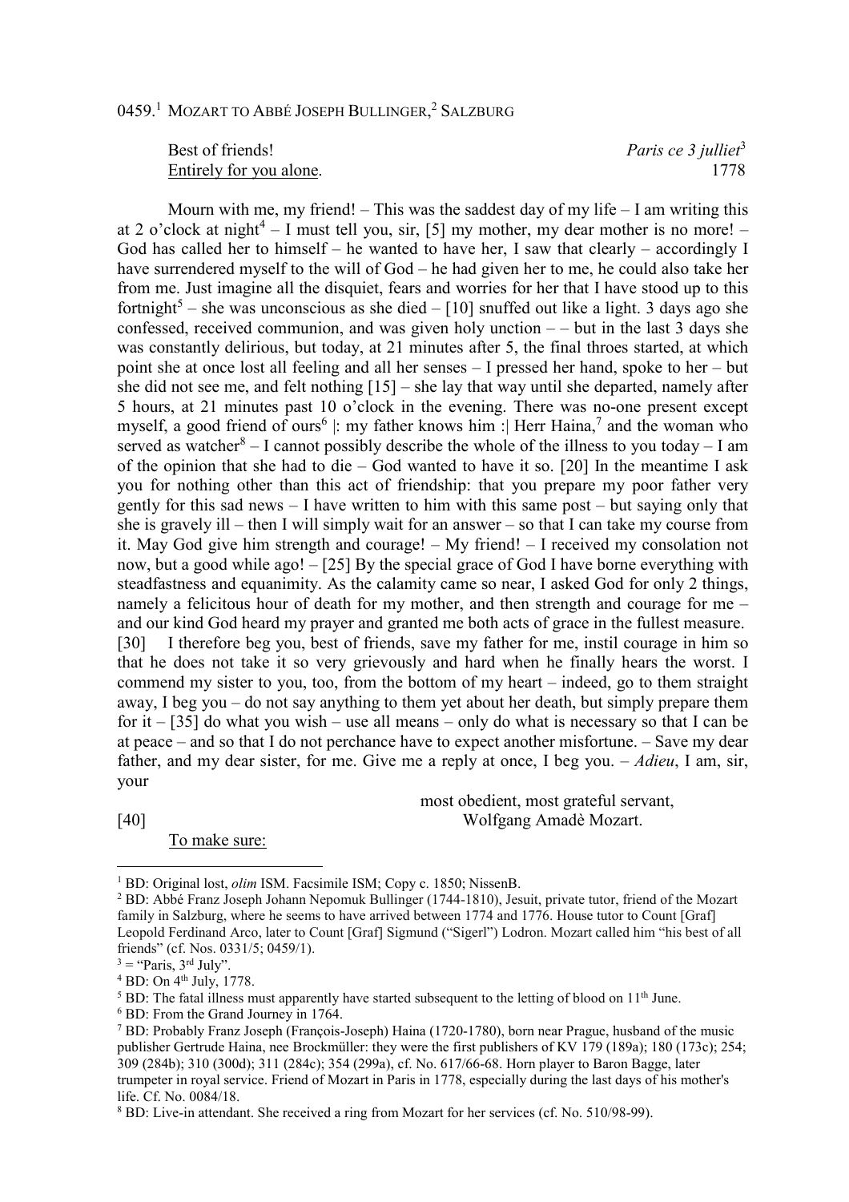0459.[1] MOZART TO ABBÉ JOSEPH BULLINGER,[2] SALZBURG

Best of friends! *Paris ce 3 julliet*[3]
<u>Entirely for you alone</u>. 1778

Mourn with me, my friend! – This was the saddest day of my life – I am writing this at 2 o'clock at night[4] – I must tell you, sir, [5] my mother, my dear mother is no more! – God has called her to himself – he wanted to have her, I saw that clearly – accordingly I have surrendered myself to the will of God – he had given her to me, he could also take her from me. Just imagine all the disquiet, fears and worries for her that I have stood up to this fortnight[5] – she was unconscious as she died – [10] snuffed out like a light. 3 days ago she confessed, received communion, and was given holy unction – – but in the last 3 days she was constantly delirious, but today, at 21 minutes after 5, the final throes started, at which point she at once lost all feeling and all her senses – I pressed her hand, spoke to her – but she did not see me, and felt nothing [15] – she lay that way until she departed, namely after 5 hours, at 21 minutes past 10 o'clock in the evening. There was no-one present except myself, a good friend of ours[6] |: my father knows him :| Herr Haina,[7] and the woman who served as watcher[8] – I cannot possibly describe the whole of the illness to you today – I am of the opinion that she had to die – God wanted to have it so. [20] In the meantime I ask you for nothing other than this act of friendship: that you prepare my poor father very gently for this sad news – I have written to him with this same post – but saying only that she is gravely ill – then I will simply wait for an answer – so that I can take my course from it. May God give him strength and courage! – My friend! – I received my consolation not now, but a good while ago! – [25] By the special grace of God I have borne everything with steadfastness and equanimity. As the calamity came so near, I asked God for only 2 things, namely a felicitous hour of death for my mother, and then strength and courage for me – and our kind God heard my prayer and granted me both acts of grace in the fullest measure. [30] I therefore beg you, best of friends, save my father for me, instil courage in him so that he does not take it so very grievously and hard when he finally hears the worst. I commend my sister to you, too, from the bottom of my heart – indeed, go to them straight away, I beg you – do not say anything to them yet about her death, but simply prepare them for it – [35] do what you wish – use all means – only do what is necessary so that I can be at peace – and so that I do not perchance have to expect another misfortune. – Save my dear father, and my dear sister, for me. Give me a reply at once, I beg you. – *Adieu*, I am, sir, your

most obedient, most grateful servant,
[40] Wolfgang Amadè Mozart.

<u>To make sure:</u>

---

[1] BD: Original lost, *olim* ISM. Facsimile ISM; Copy c. 1850; NissenB.

[2] BD: Abbé Franz Joseph Johann Nepomuk Bullinger (1744-1810), Jesuit, private tutor, friend of the Mozart family in Salzburg, where he seems to have arrived between 1774 and 1776. House tutor to Count [Graf] Leopold Ferdinand Arco, later to Count [Graf] Sigmund ("Sigerl") Lodron. Mozart called him "his best of all friends" (cf. Nos. 0331/5; 0459/1).

[3] = "Paris, 3rd July".

[4] BD: On 4th July, 1778.

[5] BD: The fatal illness must apparently have started subsequent to the letting of blood on 11th June.

[6] BD: From the Grand Journey in 1764.

[7] BD: Probably Franz Joseph (François-Joseph) Haina (1720-1780), born near Prague, husband of the music publisher Gertrude Haina, nee Brockmüller: they were the first publishers of KV 179 (189a); 180 (173c); 254; 309 (284b); 310 (300d); 311 (284c); 354 (299a), cf. No. 617/66-68. Horn player to Baron Bagge, later trumpeter in royal service. Friend of Mozart in Paris in 1778, especially during the last days of his mother's life. Cf. No. 0084/18.

[8] BD: Live-in attendant. She received a ring from Mozart for her services (cf. No. 510/98-99).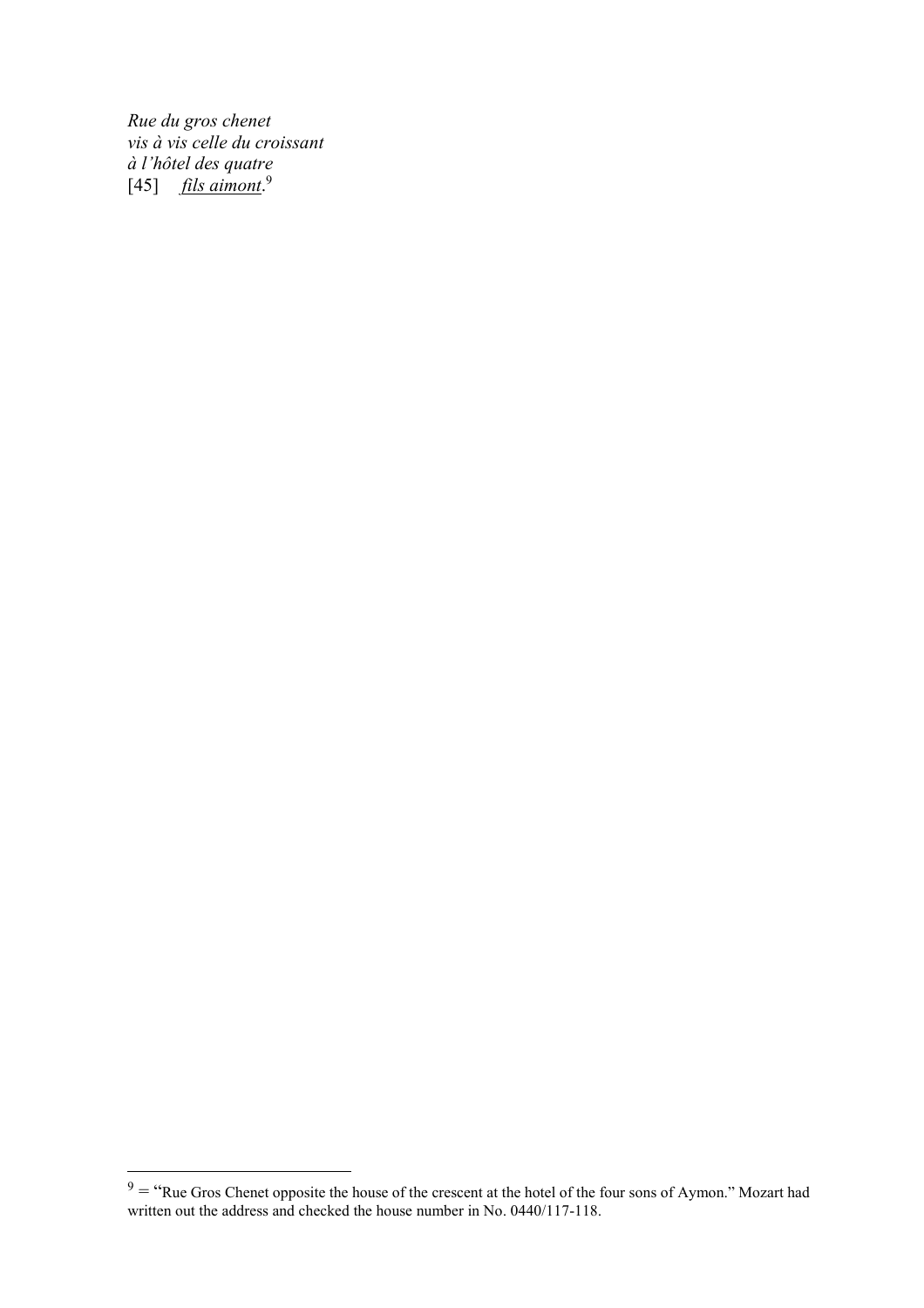*Rue du gros chenet*
*vis à vis celle du croissant*
*à l'hôtel des quatre*
[45] *fils aimont*.[9]

[9] = "Rue Gros Chenet opposite the house of the crescent at the hotel of the four sons of Aymon." Mozart had written out the address and checked the house number in No. 0440/117-118.